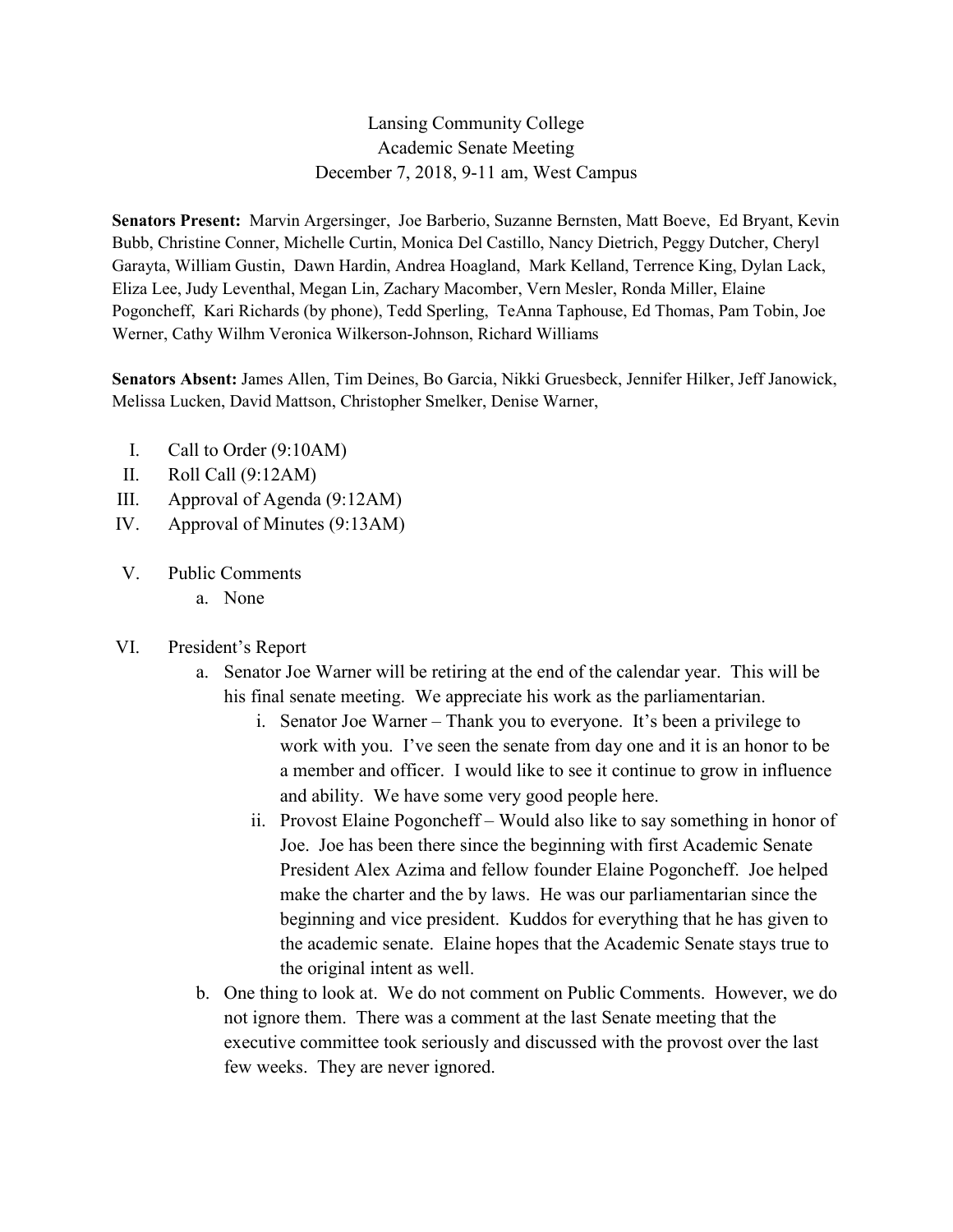Lansing Community College
Academic Senate Meeting
December 7, 2018, 9-11 am, West Campus

**Senators Present:** Marvin Argersinger, Joe Barberio, Suzanne Bernsten, Matt Boeve, Ed Bryant, Kevin Bubb, Christine Conner, Michelle Curtin, Monica Del Castillo, Nancy Dietrich, Peggy Dutcher, Cheryl Garayta, William Gustin, Dawn Hardin, Andrea Hoagland, Mark Kelland, Terrence King, Dylan Lack, Eliza Lee, Judy Leventhal, Megan Lin, Zachary Macomber, Vern Mesler, Ronda Miller, Elaine Pogoncheff, Kari Richards (by phone), Tedd Sperling, TeAnna Taphouse, Ed Thomas, Pam Tobin, Joe Werner, Cathy Wilhm Veronica Wilkerson-Johnson, Richard Williams

**Senators Absent:** James Allen, Tim Deines, Bo Garcia, Nikki Gruesbeck, Jennifer Hilker, Jeff Janowick, Melissa Lucken, David Mattson, Christopher Smelker, Denise Warner,

I. Call to Order (9:10AM)
II. Roll Call (9:12AM)
III. Approval of Agenda (9:12AM)
IV. Approval of Minutes (9:13AM)

V. Public Comments
   a. None

VI. President's Report
   a. Senator Joe Warner will be retiring at the end of the calendar year. This will be his final senate meeting. We appreciate his work as the parliamentarian.
      i. Senator Joe Warner – Thank you to everyone. It's been a privilege to work with you. I've seen the senate from day one and it is an honor to be a member and officer. I would like to see it continue to grow in influence and ability. We have some very good people here.
      ii. Provost Elaine Pogoncheff – Would also like to say something in honor of Joe. Joe has been there since the beginning with first Academic Senate President Alex Azima and fellow founder Elaine Pogoncheff. Joe helped make the charter and the by laws. He was our parliamentarian since the beginning and vice president. Kuddos for everything that he has given to the academic senate. Elaine hopes that the Academic Senate stays true to the original intent as well.
   b. One thing to look at. We do not comment on Public Comments. However, we do not ignore them. There was a comment at the last Senate meeting that the executive committee took seriously and discussed with the provost over the last few weeks. They are never ignored.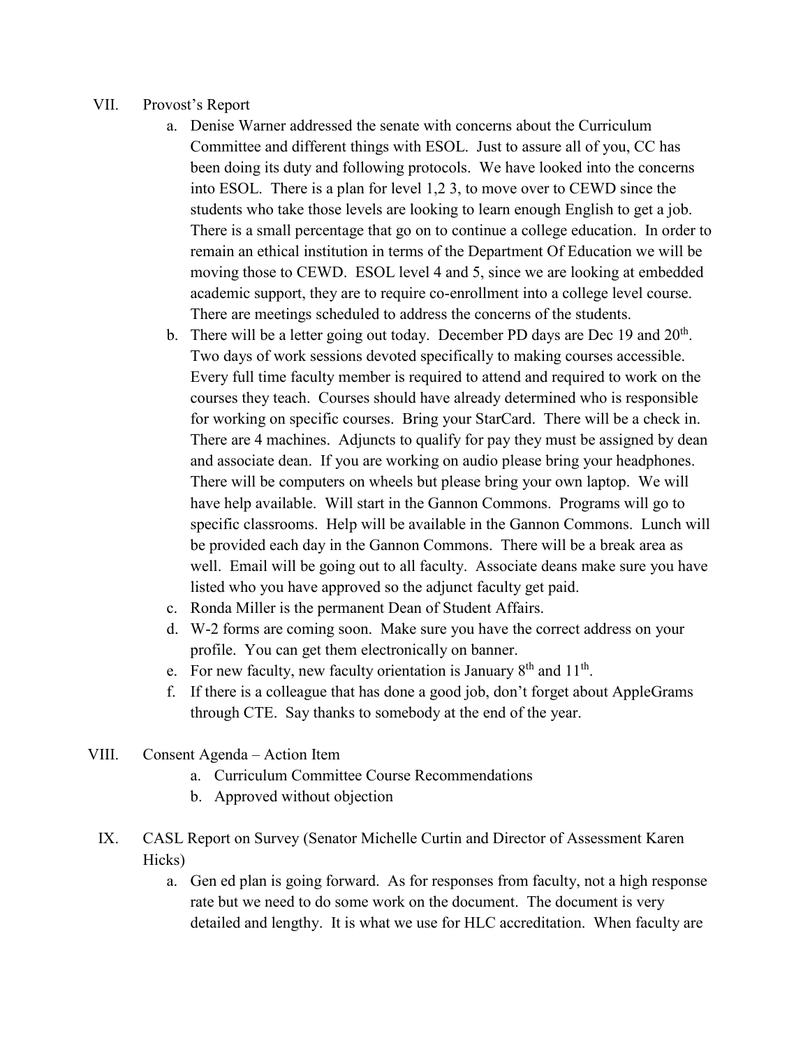VII. Provost's Report

a. Denise Warner addressed the senate with concerns about the Curriculum Committee and different things with ESOL. Just to assure all of you, CC has been doing its duty and following protocols. We have looked into the concerns into ESOL. There is a plan for level 1,2 3, to move over to CEWD since the students who take those levels are looking to learn enough English to get a job. There is a small percentage that go on to continue a college education. In order to remain an ethical institution in terms of the Department Of Education we will be moving those to CEWD. ESOL level 4 and 5, since we are looking at embedded academic support, they are to require co-enrollment into a college level course. There are meetings scheduled to address the concerns of the students.

b. There will be a letter going out today. December PD days are Dec 19 and 20th. Two days of work sessions devoted specifically to making courses accessible. Every full time faculty member is required to attend and required to work on the courses they teach. Courses should have already determined who is responsible for working on specific courses. Bring your StarCard. There will be a check in. There are 4 machines. Adjuncts to qualify for pay they must be assigned by dean and associate dean. If you are working on audio please bring your headphones. There will be computers on wheels but please bring your own laptop. We will have help available. Will start in the Gannon Commons. Programs will go to specific classrooms. Help will be available in the Gannon Commons. Lunch will be provided each day in the Gannon Commons. There will be a break area as well. Email will be going out to all faculty. Associate deans make sure you have listed who you have approved so the adjunct faculty get paid.

c. Ronda Miller is the permanent Dean of Student Affairs.

d. W-2 forms are coming soon. Make sure you have the correct address on your profile. You can get them electronically on banner.

e. For new faculty, new faculty orientation is January 8th and 11th.

f. If there is a colleague that has done a good job, don't forget about AppleGrams through CTE. Say thanks to somebody at the end of the year.

VIII. Consent Agenda – Action Item

a. Curriculum Committee Course Recommendations

b. Approved without objection

IX. CASL Report on Survey (Senator Michelle Curtin and Director of Assessment Karen Hicks)

a. Gen ed plan is going forward. As for responses from faculty, not a high response rate but we need to do some work on the document. The document is very detailed and lengthy. It is what we use for HLC accreditation. When faculty are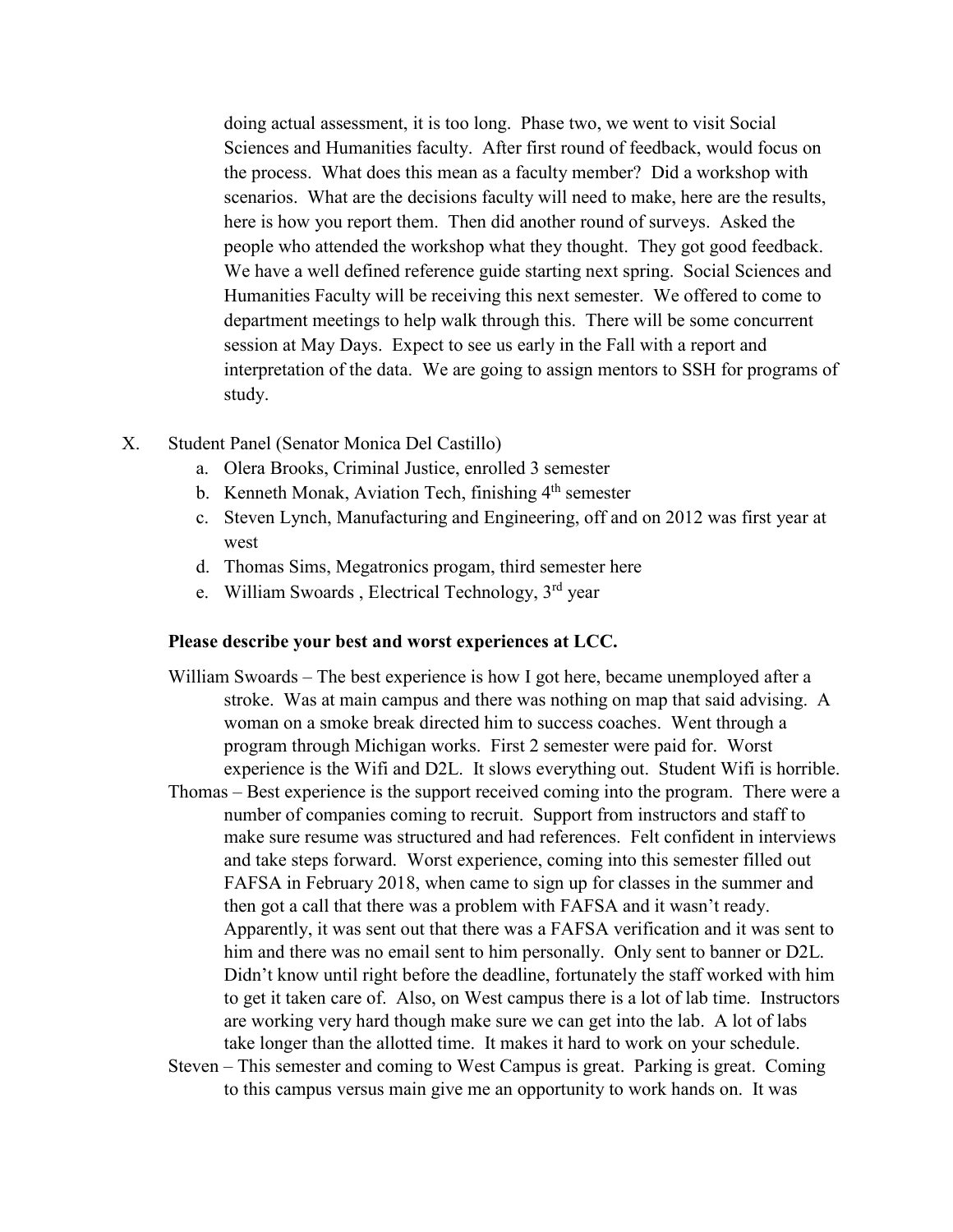doing actual assessment, it is too long. Phase two, we went to visit Social Sciences and Humanities faculty. After first round of feedback, would focus on the process. What does this mean as a faculty member? Did a workshop with scenarios. What are the decisions faculty will need to make, here are the results, here is how you report them. Then did another round of surveys. Asked the people who attended the workshop what they thought. They got good feedback. We have a well defined reference guide starting next spring. Social Sciences and Humanities Faculty will be receiving this next semester. We offered to come to department meetings to help walk through this. There will be some concurrent session at May Days. Expect to see us early in the Fall with a report and interpretation of the data. We are going to assign mentors to SSH for programs of study.

X. Student Panel (Senator Monica Del Castillo)
   a. Olera Brooks, Criminal Justice, enrolled 3 semester
   b. Kenneth Monak, Aviation Tech, finishing 4th semester
   c. Steven Lynch, Manufacturing and Engineering, off and on 2012 was first year at west
   d. Thomas Sims, Megatronics progam, third semester here
   e. William Swoards , Electrical Technology, 3rd year

**Please describe your best and worst experiences at LCC.**

William Swoards – The best experience is how I got here, became unemployed after a stroke. Was at main campus and there was nothing on map that said advising. A woman on a smoke break directed him to success coaches. Went through a program through Michigan works. First 2 semester were paid for. Worst experience is the Wifi and D2L. It slows everything out. Student Wifi is horrible.

Thomas – Best experience is the support received coming into the program. There were a number of companies coming to recruit. Support from instructors and staff to make sure resume was structured and had references. Felt confident in interviews and take steps forward. Worst experience, coming into this semester filled out FAFSA in February 2018, when came to sign up for classes in the summer and then got a call that there was a problem with FAFSA and it wasn't ready. Apparently, it was sent out that there was a FAFSA verification and it was sent to him and there was no email sent to him personally. Only sent to banner or D2L. Didn't know until right before the deadline, fortunately the staff worked with him to get it taken care of. Also, on West campus there is a lot of lab time. Instructors are working very hard though make sure we can get into the lab. A lot of labs take longer than the allotted time. It makes it hard to work on your schedule.

Steven – This semester and coming to West Campus is great. Parking is great. Coming to this campus versus main give me an opportunity to work hands on. It was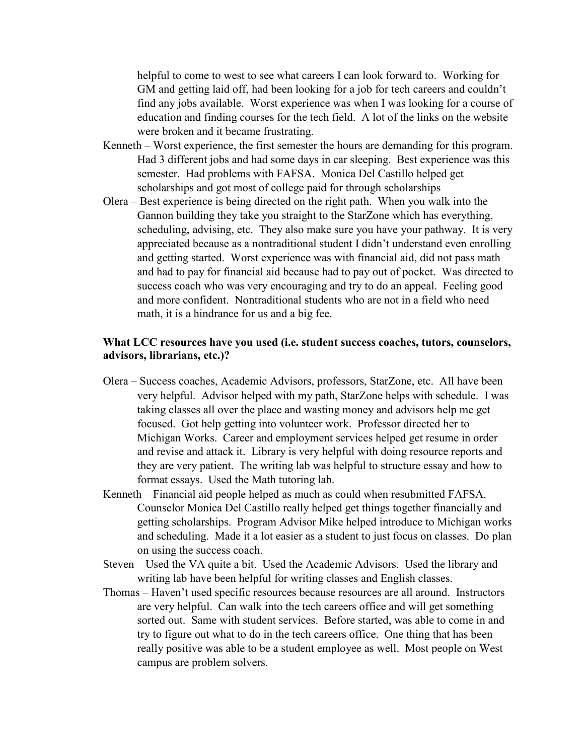helpful to come to west to see what careers I can look forward to. Working for GM and getting laid off, had been looking for a job for tech careers and couldn't find any jobs available. Worst experience was when I was looking for a course of education and finding courses for the tech field. A lot of the links on the website were broken and it became frustrating.

Kenneth – Worst experience, the first semester the hours are demanding for this program. Had 3 different jobs and had some days in car sleeping. Best experience was this semester. Had problems with FAFSA. Monica Del Castillo helped get scholarships and got most of college paid for through scholarships

Olera – Best experience is being directed on the right path. When you walk into the Gannon building they take you straight to the StarZone which has everything, scheduling, advising, etc. They also make sure you have your pathway. It is very appreciated because as a nontraditional student I didn't understand even enrolling and getting started. Worst experience was with financial aid, did not pass math and had to pay for financial aid because had to pay out of pocket. Was directed to success coach who was very encouraging and try to do an appeal. Feeling good and more confident. Nontraditional students who are not in a field who need math, it is a hindrance for us and a big fee.

**What LCC resources have you used (i.e. student success coaches, tutors, counselors, advisors, librarians, etc.)?**

Olera – Success coaches, Academic Advisors, professors, StarZone, etc. All have been very helpful. Advisor helped with my path, StarZone helps with schedule. I was taking classes all over the place and wasting money and advisors help me get focused. Got help getting into volunteer work. Professor directed her to Michigan Works. Career and employment services helped get resume in order and revise and attack it. Library is very helpful with doing resource reports and they are very patient. The writing lab was helpful to structure essay and how to format essays. Used the Math tutoring lab.

Kenneth – Financial aid people helped as much as could when resubmitted FAFSA. Counselor Monica Del Castillo really helped get things together financially and getting scholarships. Program Advisor Mike helped introduce to Michigan works and scheduling. Made it a lot easier as a student to just focus on classes. Do plan on using the success coach.

Steven – Used the VA quite a bit. Used the Academic Advisors. Used the library and writing lab have been helpful for writing classes and English classes.

Thomas – Haven't used specific resources because resources are all around. Instructors are very helpful. Can walk into the tech careers office and will get something sorted out. Same with student services. Before started, was able to come in and try to figure out what to do in the tech careers office. One thing that has been really positive was able to be a student employee as well. Most people on West campus are problem solvers.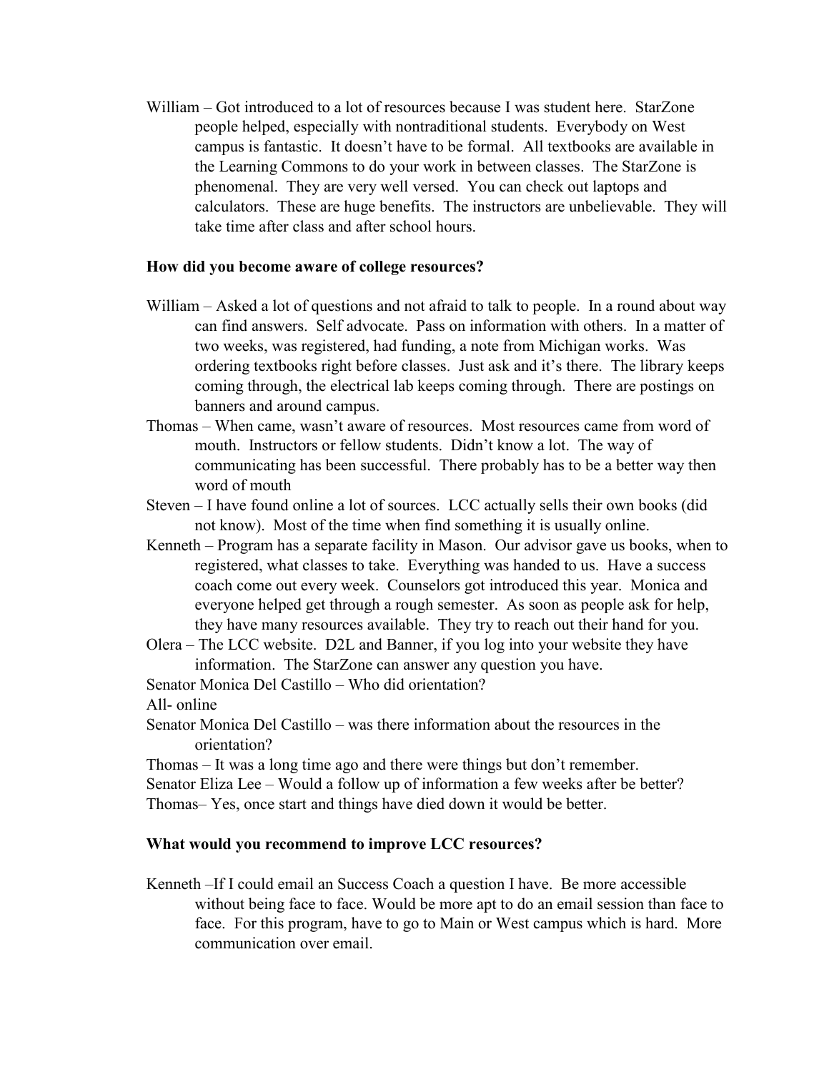William – Got introduced to a lot of resources because I was student here. StarZone people helped, especially with nontraditional students. Everybody on West campus is fantastic. It doesn't have to be formal. All textbooks are available in the Learning Commons to do your work in between classes. The StarZone is phenomenal. They are very well versed. You can check out laptops and calculators. These are huge benefits. The instructors are unbelievable. They will take time after class and after school hours.

**How did you become aware of college resources?**

William – Asked a lot of questions and not afraid to talk to people. In a round about way can find answers. Self advocate. Pass on information with others. In a matter of two weeks, was registered, had funding, a note from Michigan works. Was ordering textbooks right before classes. Just ask and it's there. The library keeps coming through, the electrical lab keeps coming through. There are postings on banners and around campus.

Thomas – When came, wasn't aware of resources. Most resources came from word of mouth. Instructors or fellow students. Didn't know a lot. The way of communicating has been successful. There probably has to be a better way then word of mouth

Steven – I have found online a lot of sources. LCC actually sells their own books (did not know). Most of the time when find something it is usually online.

Kenneth – Program has a separate facility in Mason. Our advisor gave us books, when to registered, what classes to take. Everything was handed to us. Have a success coach come out every week. Counselors got introduced this year. Monica and everyone helped get through a rough semester. As soon as people ask for help, they have many resources available. They try to reach out their hand for you.

Olera – The LCC website. D2L and Banner, if you log into your website they have information. The StarZone can answer any question you have.

Senator Monica Del Castillo – Who did orientation?

All- online

Senator Monica Del Castillo – was there information about the resources in the orientation?

Thomas – It was a long time ago and there were things but don't remember.

Senator Eliza Lee – Would a follow up of information a few weeks after be better?

Thomas– Yes, once start and things have died down it would be better.

**What would you recommend to improve LCC resources?**

Kenneth –If I could email an Success Coach a question I have. Be more accessible without being face to face. Would be more apt to do an email session than face to face. For this program, have to go to Main or West campus which is hard. More communication over email.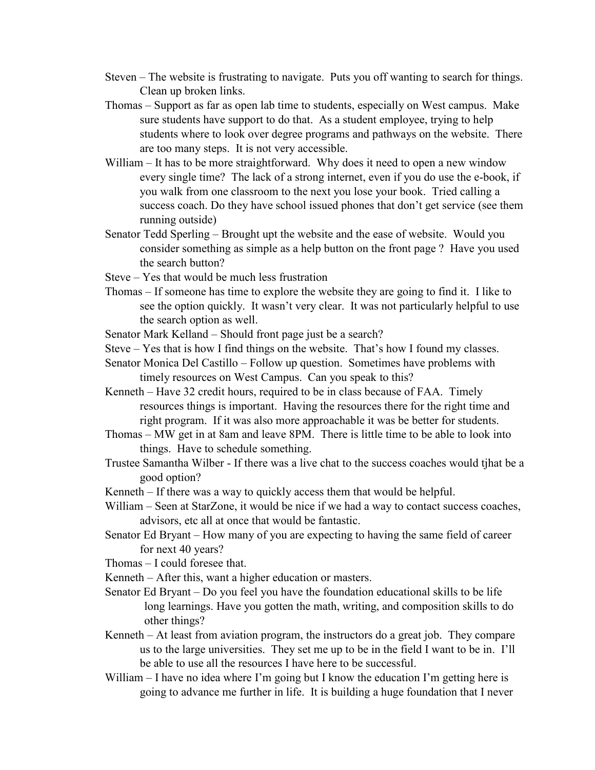Steven – The website is frustrating to navigate. Puts you off wanting to search for things. Clean up broken links.

Thomas – Support as far as open lab time to students, especially on West campus. Make sure students have support to do that. As a student employee, trying to help students where to look over degree programs and pathways on the website. There are too many steps. It is not very accessible.

William – It has to be more straightforward. Why does it need to open a new window every single time? The lack of a strong internet, even if you do use the e-book, if you walk from one classroom to the next you lose your book. Tried calling a success coach. Do they have school issued phones that don't get service (see them running outside)

Senator Tedd Sperling – Brought upt the website and the ease of website. Would you consider something as simple as a help button on the front page ? Have you used the search button?

Steve – Yes that would be much less frustration

Thomas – If someone has time to explore the website they are going to find it. I like to see the option quickly. It wasn't very clear. It was not particularly helpful to use the search option as well.

Senator Mark Kelland – Should front page just be a search?

Steve – Yes that is how I find things on the website. That's how I found my classes.

Senator Monica Del Castillo – Follow up question. Sometimes have problems with timely resources on West Campus. Can you speak to this?

Kenneth – Have 32 credit hours, required to be in class because of FAA. Timely resources things is important. Having the resources there for the right time and right program. If it was also more approachable it was be better for students.

Thomas – MW get in at 8am and leave 8PM. There is little time to be able to look into things. Have to schedule something.

Trustee Samantha Wilber - If there was a live chat to the success coaches would tjhat be a good option?

Kenneth – If there was a way to quickly access them that would be helpful.

William – Seen at StarZone, it would be nice if we had a way to contact success coaches, advisors, etc all at once that would be fantastic.

Senator Ed Bryant – How many of you are expecting to having the same field of career for next 40 years?

Thomas – I could foresee that.

Kenneth – After this, want a higher education or masters.

Senator Ed Bryant – Do you feel you have the foundation educational skills to be life long learnings. Have you gotten the math, writing, and composition skills to do other things?

Kenneth – At least from aviation program, the instructors do a great job. They compare us to the large universities. They set me up to be in the field I want to be in. I'll be able to use all the resources I have here to be successful.

William – I have no idea where I'm going but I know the education I'm getting here is going to advance me further in life. It is building a huge foundation that I never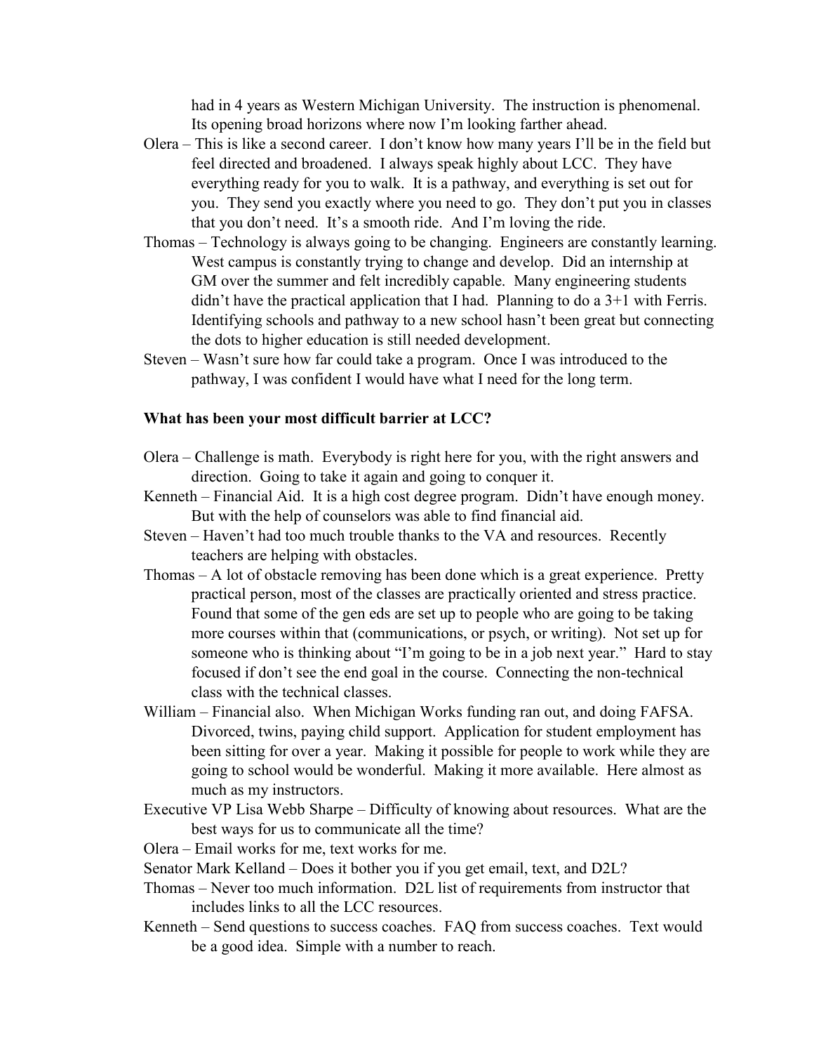had in 4 years as Western Michigan University. The instruction is phenomenal. Its opening broad horizons where now I'm looking farther ahead.

Olera – This is like a second career. I don't know how many years I'll be in the field but feel directed and broadened. I always speak highly about LCC. They have everything ready for you to walk. It is a pathway, and everything is set out for you. They send you exactly where you need to go. They don't put you in classes that you don't need. It's a smooth ride. And I'm loving the ride.

Thomas – Technology is always going to be changing. Engineers are constantly learning. West campus is constantly trying to change and develop. Did an internship at GM over the summer and felt incredibly capable. Many engineering students didn't have the practical application that I had. Planning to do a 3+1 with Ferris. Identifying schools and pathway to a new school hasn't been great but connecting the dots to higher education is still needed development.

Steven – Wasn't sure how far could take a program. Once I was introduced to the pathway, I was confident I would have what I need for the long term.

**What has been your most difficult barrier at LCC?**

Olera – Challenge is math. Everybody is right here for you, with the right answers and direction. Going to take it again and going to conquer it.

Kenneth – Financial Aid. It is a high cost degree program. Didn't have enough money. But with the help of counselors was able to find financial aid.

Steven – Haven't had too much trouble thanks to the VA and resources. Recently teachers are helping with obstacles.

Thomas – A lot of obstacle removing has been done which is a great experience. Pretty practical person, most of the classes are practically oriented and stress practice. Found that some of the gen eds are set up to people who are going to be taking more courses within that (communications, or psych, or writing). Not set up for someone who is thinking about "I'm going to be in a job next year." Hard to stay focused if don't see the end goal in the course. Connecting the non-technical class with the technical classes.

William – Financial also. When Michigan Works funding ran out, and doing FAFSA. Divorced, twins, paying child support. Application for student employment has been sitting for over a year. Making it possible for people to work while they are going to school would be wonderful. Making it more available. Here almost as much as my instructors.

Executive VP Lisa Webb Sharpe – Difficulty of knowing about resources. What are the best ways for us to communicate all the time?

Olera – Email works for me, text works for me.

Senator Mark Kelland – Does it bother you if you get email, text, and D2L?

Thomas – Never too much information. D2L list of requirements from instructor that includes links to all the LCC resources.

Kenneth – Send questions to success coaches. FAQ from success coaches. Text would be a good idea. Simple with a number to reach.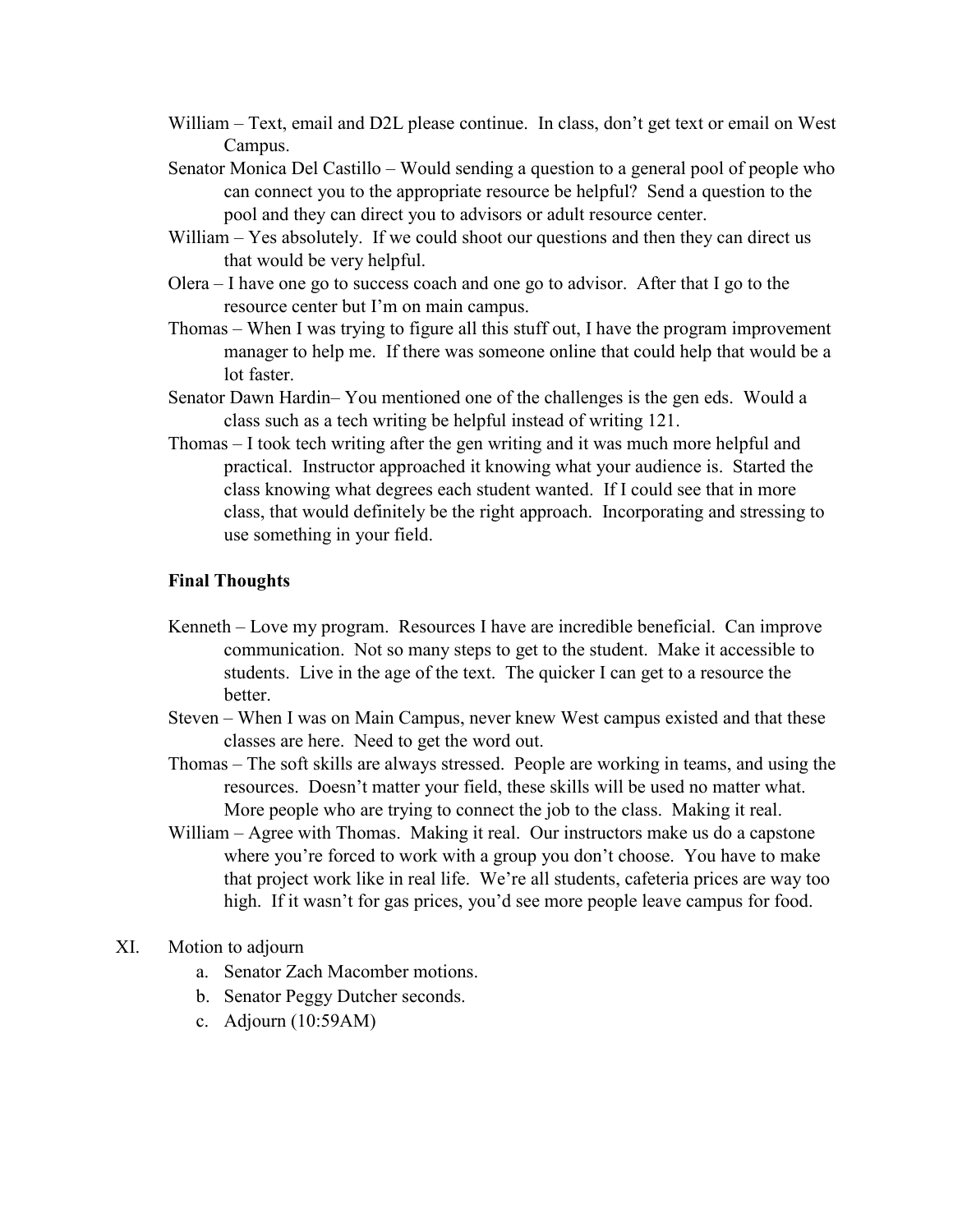William – Text, email and D2L please continue. In class, don't get text or email on West Campus.

Senator Monica Del Castillo – Would sending a question to a general pool of people who can connect you to the appropriate resource be helpful? Send a question to the pool and they can direct you to advisors or adult resource center.

William – Yes absolutely. If we could shoot our questions and then they can direct us that would be very helpful.

Olera – I have one go to success coach and one go to advisor. After that I go to the resource center but I'm on main campus.

Thomas – When I was trying to figure all this stuff out, I have the program improvement manager to help me. If there was someone online that could help that would be a lot faster.

Senator Dawn Hardin– You mentioned one of the challenges is the gen eds. Would a class such as a tech writing be helpful instead of writing 121.

Thomas – I took tech writing after the gen writing and it was much more helpful and practical. Instructor approached it knowing what your audience is. Started the class knowing what degrees each student wanted. If I could see that in more class, that would definitely be the right approach. Incorporating and stressing to use something in your field.

**Final Thoughts**

Kenneth – Love my program. Resources I have are incredible beneficial. Can improve communication. Not so many steps to get to the student. Make it accessible to students. Live in the age of the text. The quicker I can get to a resource the better.

Steven – When I was on Main Campus, never knew West campus existed and that these classes are here. Need to get the word out.

Thomas – The soft skills are always stressed. People are working in teams, and using the resources. Doesn't matter your field, these skills will be used no matter what. More people who are trying to connect the job to the class. Making it real.

William – Agree with Thomas. Making it real. Our instructors make us do a capstone where you're forced to work with a group you don't choose. You have to make that project work like in real life. We're all students, cafeteria prices are way too high. If it wasn't for gas prices, you'd see more people leave campus for food.

XI. Motion to adjourn
   a. Senator Zach Macomber motions.
   b. Senator Peggy Dutcher seconds.
   c. Adjourn (10:59AM)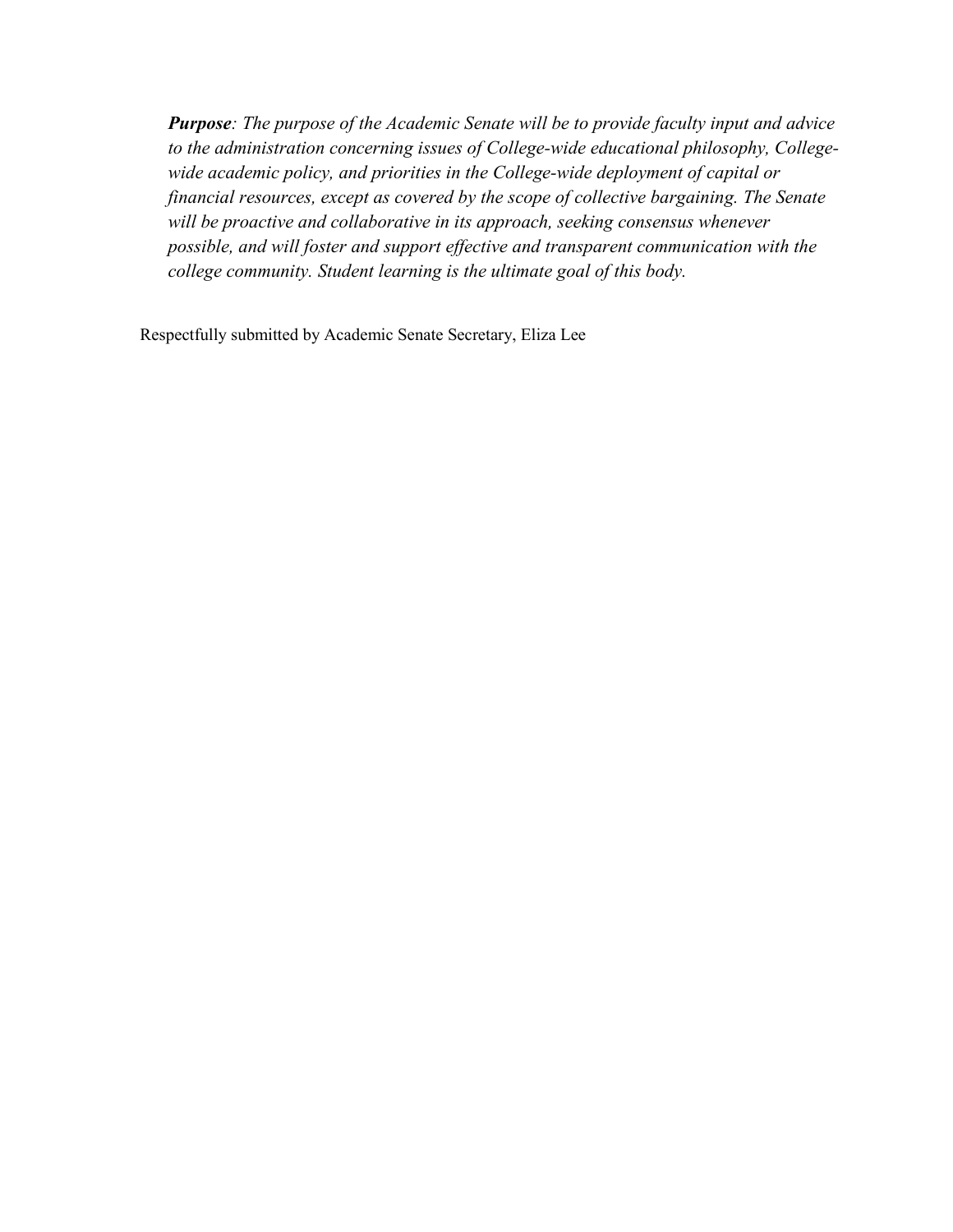***Purpose****: The purpose of the Academic Senate will be to provide faculty input and advice to the administration concerning issues of College-wide educational philosophy, College-wide academic policy, and priorities in the College-wide deployment of capital or financial resources, except as covered by the scope of collective bargaining. The Senate will be proactive and collaborative in its approach, seeking consensus whenever possible, and will foster and support effective and transparent communication with the college community. Student learning is the ultimate goal of this body.*

Respectfully submitted by Academic Senate Secretary, Eliza Lee